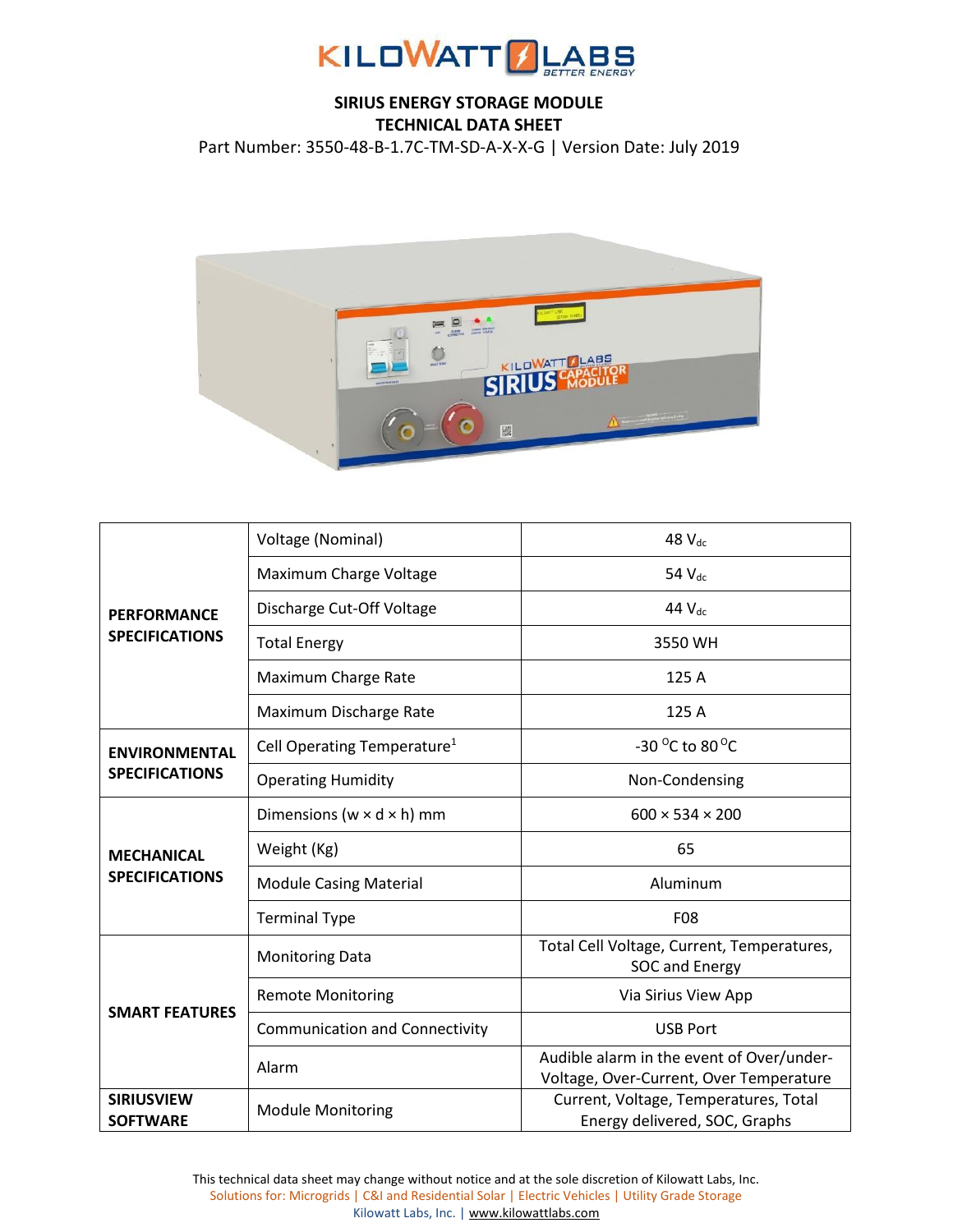# SIRIUS ENERGY STORAGE MODULE

## TECHNICAL DATA SHEET

Part Number: 3550-48-B-1.7C-TM-SD-A-X-X-G | Version Date: July 2019

| | | |
|---|---|---|
| **PERFORMANCE SPECIFICATIONS** | Voltage (Nominal) | 48 $V_{dc}$ |
| | Maximum Charge Voltage | 54 $V_{dc}$ |
| | Discharge Cut-Off Voltage | 44 $V_{dc}$ |
| | Total Energy | 3550 WH |
| | Maximum Charge Rate | 125 A |
| | Maximum Discharge Rate | 125 A |
| **ENVIRONMENTAL SPECIFICATIONS** | Cell Operating Temperature[1] | -30 $^{O}$C to 80 $^{O}$C |
| | Operating Humidity | Non-Condensing |
| **MECHANICAL SPECIFICATIONS** | Dimensions (w × d × h) mm | 600 × 534 × 200 |
| | Weight (Kg) | 65 |
| | Module Casing Material | Aluminum |
| | Terminal Type | F08 |
| **SMART FEATURES** | Monitoring Data | Total Cell Voltage, Current, Temperatures, SOC and Energy |
| | Remote Monitoring | Via Sirius View App |
| | Communication and Connectivity | USB Port |
| | Alarm | Audible alarm in the event of Over/under-Voltage, Over-Current, Over Temperature |
| **SIRIUSVIEW SOFTWARE** | Module Monitoring | Current, Voltage, Temperatures, Total Energy delivered, SOC, Graphs |

This technical data sheet may change without notice and at the sole discretion of Kilowatt Labs, Inc.

Solutions for: Microgrids | C&I and Residential Solar | Electric Vehicles | Utility Grade Storage

Kilowatt Labs, Inc. | www.kilowattlabs.com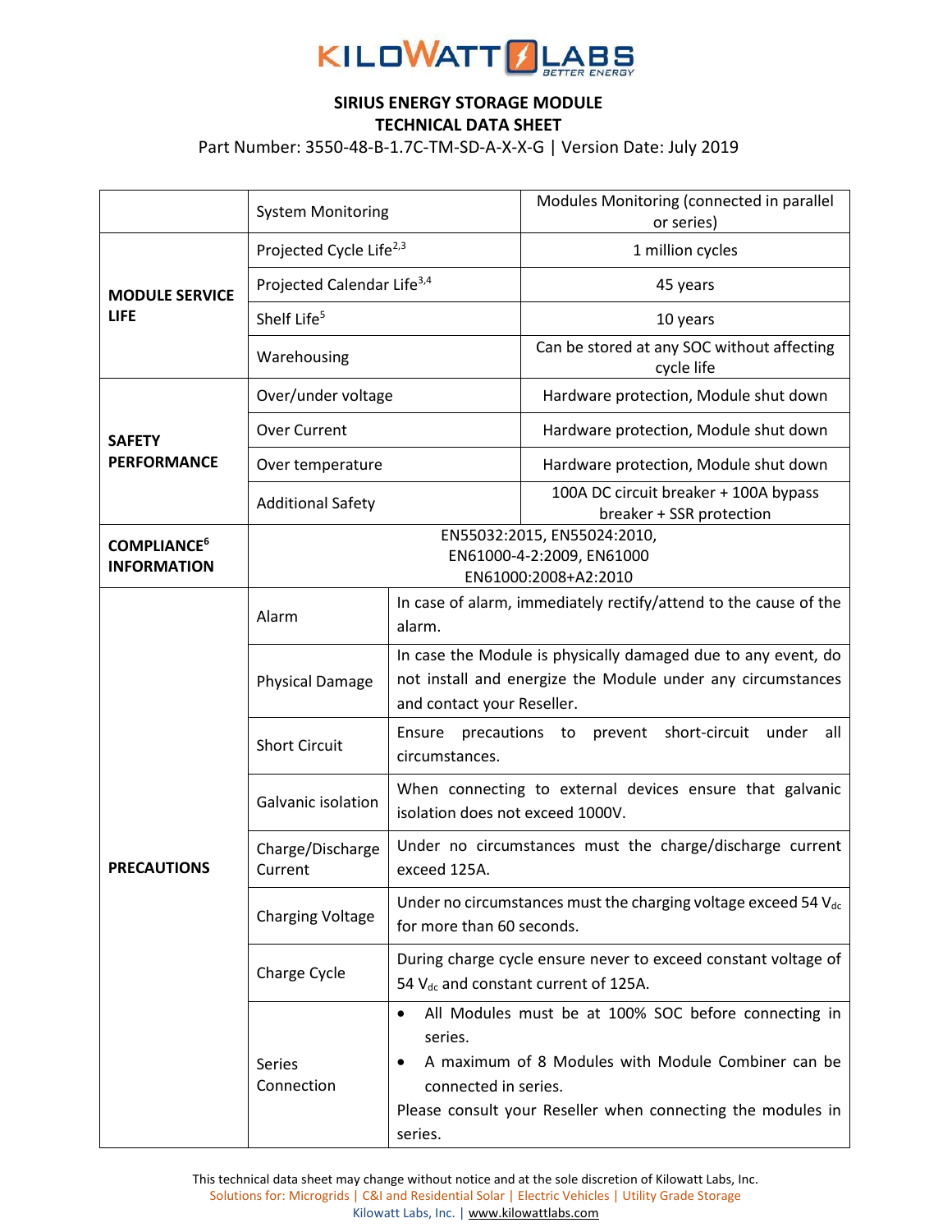**SIRIUS ENERGY STORAGE MODULE**
**TECHNICAL DATA SHEET**

Part Number: 3550-48-B-1.7C-TM-SD-A-X-X-G | Version Date: July 2019

| | | |
|---|---|---|
| | System Monitoring | Modules Monitoring (connected in parallel or series) |
| **MODULE SERVICE LIFE** | Projected Cycle Life[2,3] | 1 million cycles |
| | Projected Calendar Life[3,4] | 45 years |
| | Shelf Life[5] | 10 years |
| | Warehousing | Can be stored at any SOC without affecting cycle life |
| **SAFETY PERFORMANCE** | Over/under voltage | Hardware protection, Module shut down |
| | Over Current | Hardware protection, Module shut down |
| | Over temperature | Hardware protection, Module shut down |
| | Additional Safety | 100A DC circuit breaker + 100A bypass breaker + SSR protection |
| **COMPLIANCE[6] INFORMATION** | EN55032:2015, EN55024:2010, EN61000-4-2:2009, EN61000 EN61000:2008+A2:2010 | |

| | | |
|---|---|---|
| **PRECAUTIONS** | Alarm | In case of alarm, immediately rectify/attend to the cause of the alarm. |
| | Physical Damage | In case the Module is physically damaged due to any event, do not install and energize the Module under any circumstances and contact your Reseller. |
| | Short Circuit | Ensure precautions to prevent short-circuit under all circumstances. |
| | Galvanic isolation | When connecting to external devices ensure that galvanic isolation does not exceed 1000V. |
| | Charge/Discharge Current | Under no circumstances must the charge/discharge current exceed 125A. |
| | Charging Voltage | Under no circumstances must the charging voltage exceed 54 $V_{dc}$ for more than 60 seconds. |
| | Charge Cycle | During charge cycle ensure never to exceed constant voltage of 54 $V_{dc}$ and constant current of 125A. |
| | Series Connection | • All Modules must be at 100% SOC before connecting in series. • A maximum of 8 Modules with Module Combiner can be connected in series. Please consult your Reseller when connecting the modules in series. |

This technical data sheet may change without notice and at the sole discretion of Kilowatt Labs, Inc.
Solutions for: Microgrids | C&I and Residential Solar | Electric Vehicles | Utility Grade Storage
Kilowatt Labs, Inc. | www.kilowattlabs.com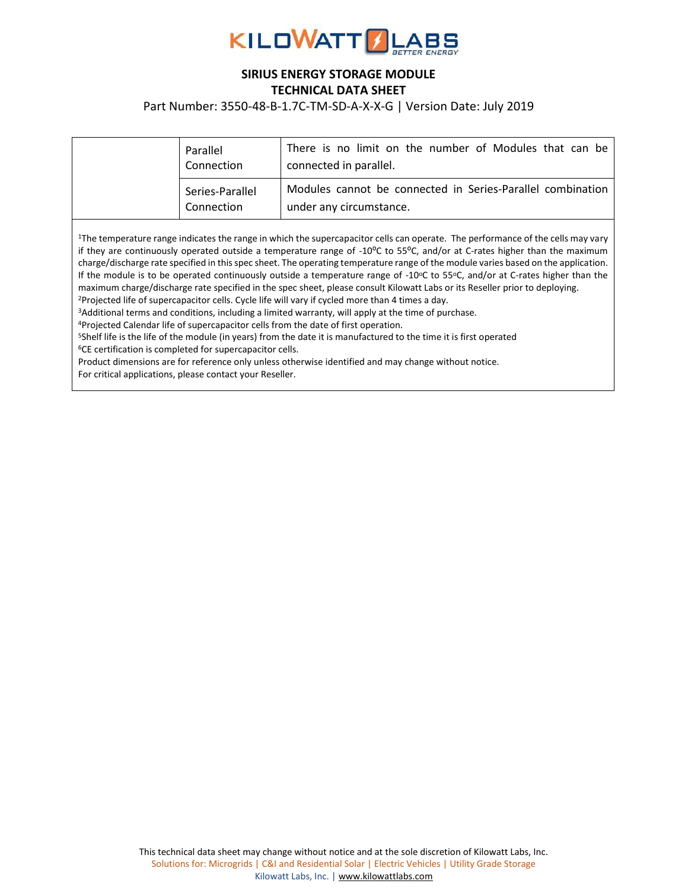**SIRIUS ENERGY STORAGE MODULE**
**TECHNICAL DATA SHEET**

Part Number: 3550-48-B-1.7C-TM-SD-A-X-X-G | Version Date: July 2019

| | | |
|---|---|---|
| | Parallel Connection | There is no limit on the number of Modules that can be connected in parallel. |
| | Series-Parallel Connection | Modules cannot be connected in Series-Parallel combination under any circumstance. |

[1]The temperature range indicates the range in which the supercapacitor cells can operate. The performance of the cells may vary if they are continuously operated outside a temperature range of -10ºC to 55ºC, and/or at C-rates higher than the maximum charge/discharge rate specified in this spec sheet. The operating temperature range of the module varies based on the application. If the module is to be operated continuously outside a temperature range of -10ºC to 55ºC, and/or at C-rates higher than the maximum charge/discharge rate specified in the spec sheet, please consult Kilowatt Labs or its Reseller prior to deploying.
[2]Projected life of supercapacitor cells. Cycle life will vary if cycled more than 4 times a day.
[3]Additional terms and conditions, including a limited warranty, will apply at the time of purchase.
[4]Projected Calendar life of supercapacitor cells from the date of first operation.
[5]Shelf life is the life of the module (in years) from the date it is manufactured to the time it is first operated
[6]CE certification is completed for supercapacitor cells.
Product dimensions are for reference only unless otherwise identified and may change without notice.
For critical applications, please contact your Reseller.

This technical data sheet may change without notice and at the sole discretion of Kilowatt Labs, Inc.
Solutions for: Microgrids | C&I and Residential Solar | Electric Vehicles | Utility Grade Storage
Kilowatt Labs, Inc. | www.kilowattlabs.com